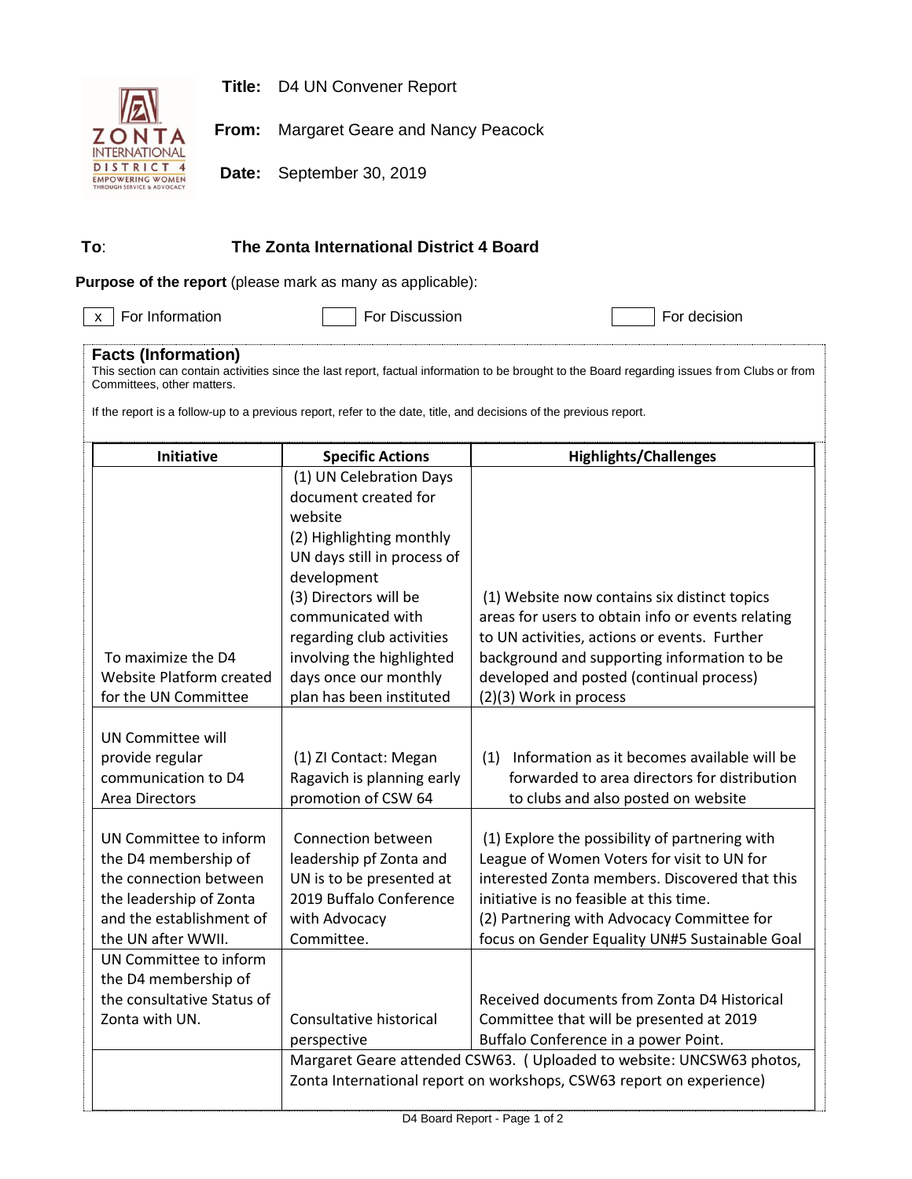**Title:** D4 UN Convener Report

**From:** Margaret Geare and Nancy Peacock

**Date:** September 30, 2019

**To**: **The Zonta International District 4 Board**

**Purpose of the report** (please mark as many as applicable):

[x] For Information [ ] For Discussion [ ] For decision

### Facts (Information)

This section can contain activities since the last report, factual information to be brought to the Board regarding issues from Clubs or from Committees, other matters.

If the report is a follow-up to a previous report, refer to the date, title, and decisions of the previous report.

| Initiative | Specific Actions | Highlights/Challenges |
|---|---|---|
| To maximize the D4 Website Platform created for the UN Committee | (1) UN Celebration Days document created for website<br>(2) Highlighting monthly UN days still in process of development<br>(3) Directors will be communicated with regarding club activities involving the highlighted days once our monthly plan has been instituted | (1) Website now contains six distinct topics areas for users to obtain info or events relating to UN activities, actions or events. Further background and supporting information to be developed and posted (continual process)<br>(2)(3) Work in process |
| UN Committee will provide regular communication to D4 Area Directors | (1) ZI Contact: Megan Ragavich is planning early promotion of CSW 64 | (1) Information as it becomes available will be forwarded to area directors for distribution to clubs and also posted on website |
| UN Committee to inform the D4 membership of the connection between the leadership of Zonta and the establishment of the UN after WWII. | Connection between leadership pf Zonta and UN is to be presented at 2019 Buffalo Conference with Advocacy Committee. | (1) Explore the possibility of partnering with League of Women Voters for visit to UN for interested Zonta members. Discovered that this initiative is no feasible at this time.<br>(2) Partnering with Advocacy Committee for focus on Gender Equality UN#5 Sustainable Goal |
| UN Committee to inform the D4 membership of the consultative Status of Zonta with UN. | Consultative historical perspective | Received documents from Zonta D4 Historical Committee that will be presented at 2019 Buffalo Conference in a power Point. |
| | Margaret Geare attended CSW63. ( Uploaded to website: UNCSW63 photos, Zonta International report on workshops, CSW63 report on experience) | |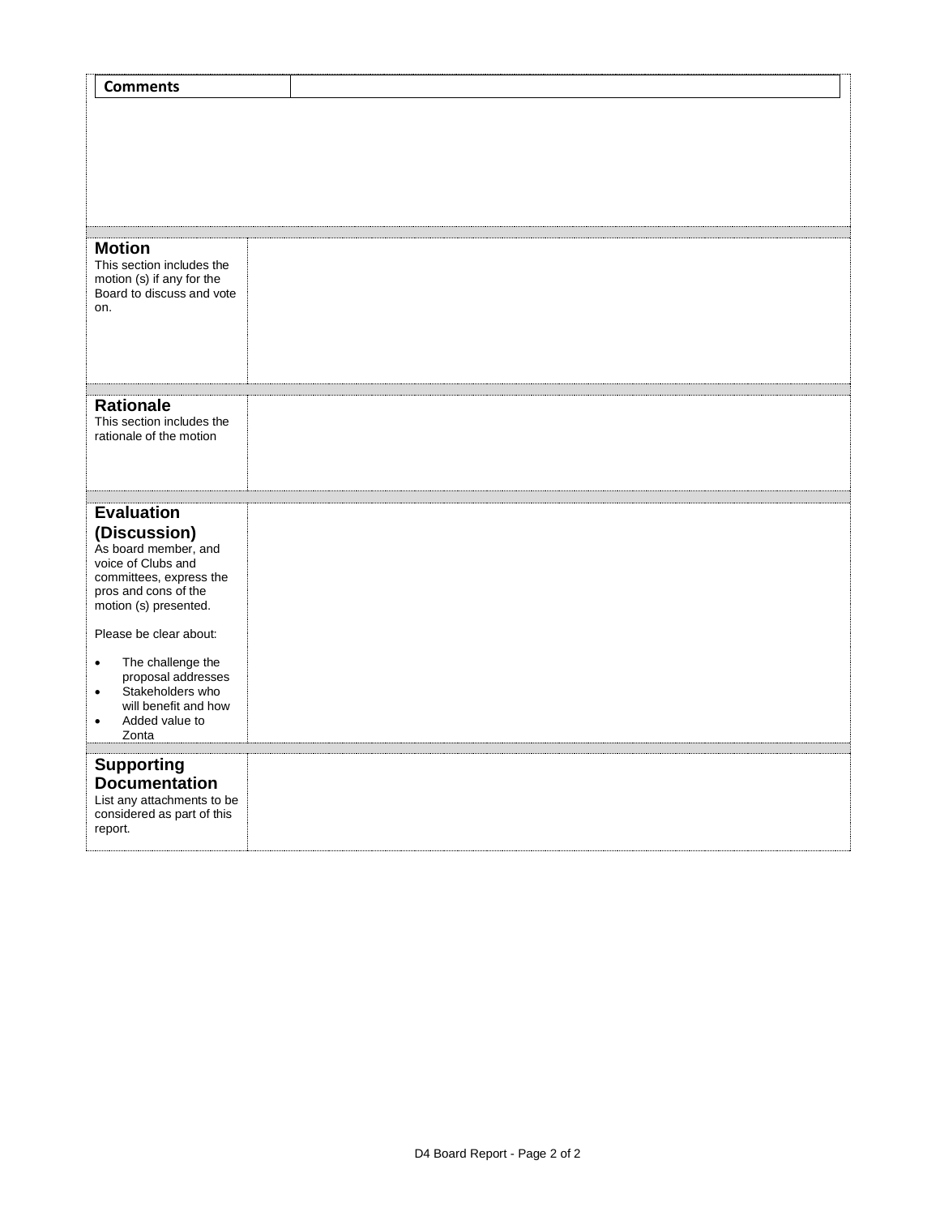| | |
|---|---|
| **Comments** | |

| | |
|---|---|
| **Motion**<br>This section includes the motion (s) if any for the Board to discuss and vote on. | |
| **Rationale**<br>This section includes the rationale of the motion | |
| **Evaluation (Discussion)**<br>As board member, and voice of Clubs and committees, express the pros and cons of the motion (s) presented.<br><br>Please be clear about:<br><br>• The challenge the proposal addresses<br>• Stakeholders who will benefit and how<br>• Added value to Zonta | |
| **Supporting Documentation**<br>List any attachments to be considered as part of this report. | |